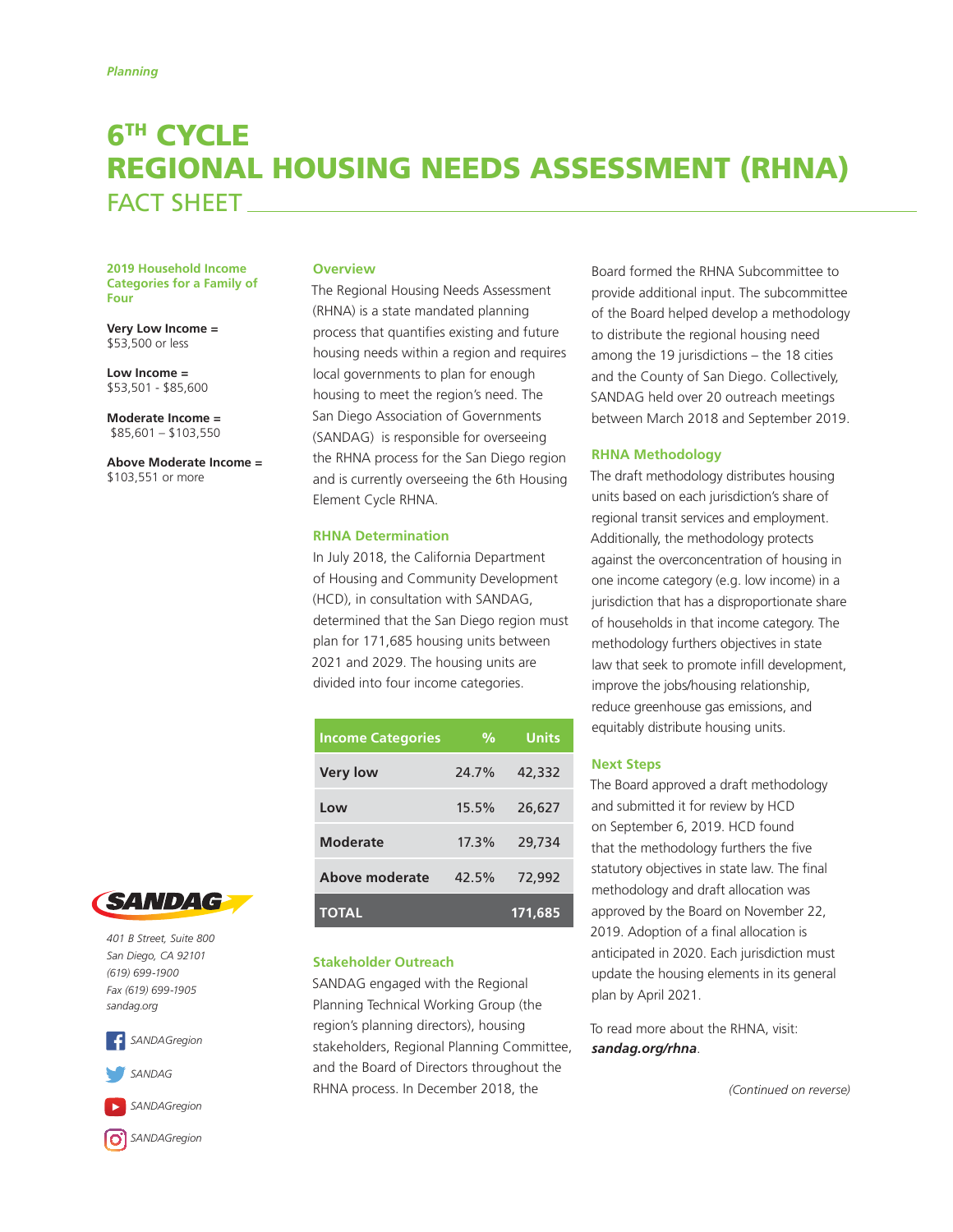Planning

# 6TH CYCLE REGIONAL HOUSING NEEDS ASSESSMENT (RHNA)

## FACT SHEET

**2019 Household Income Categories for a Family of Four**

**Very Low Income =** $53,500 or less

**Low Income =** $53,501 - $85,600

**Moderate Income =** $85,601 – $103,550

**Above Moderate Income =** $103,551 or more

### Overview

The Regional Housing Needs Assessment (RHNA) is a state mandated planning process that quantifies existing and future housing needs within a region and requires local governments to plan for enough housing to meet the region's need. The San Diego Association of Governments (SANDAG) is responsible for overseeing the RHNA process for the San Diego region and is currently overseeing the 6th Housing Element Cycle RHNA.

### RHNA Determination

In July 2018, the California Department of Housing and Community Development (HCD), in consultation with SANDAG, determined that the San Diego region must plan for 171,685 housing units between 2021 and 2029. The housing units are divided into four income categories.

| Income Categories | % | Units |
|---|---|---|
| Very low | 24.7% | 42,332 |
| Low | 15.5% | 26,627 |
| Moderate | 17.3% | 29,734 |
| Above moderate | 42.5% | 72,992 |
| TOTAL | | 171,685 |

### Stakeholder Outreach

SANDAG engaged with the Regional Planning Technical Working Group (the region's planning directors), housing stakeholders, Regional Planning Committee, and the Board of Directors throughout the RHNA process. In December 2018, the Board formed the RHNA Subcommittee to provide additional input. The subcommittee of the Board helped develop a methodology to distribute the regional housing need among the 19 jurisdictions – the 18 cities and the County of San Diego. Collectively, SANDAG held over 20 outreach meetings between March 2018 and September 2019.

### RHNA Methodology

The draft methodology distributes housing units based on each jurisdiction's share of regional transit services and employment. Additionally, the methodology protects against the overconcentration of housing in one income category (e.g. low income) in a jurisdiction that has a disproportionate share of households in that income category. The methodology furthers objectives in state law that seek to promote infill development, improve the jobs/housing relationship, reduce greenhouse gas emissions, and equitably distribute housing units.

### Next Steps

The Board approved a draft methodology and submitted it for review by HCD on September 6, 2019. HCD found that the methodology furthers the five statutory objectives in state law. The final methodology and draft allocation was approved by the Board on November 22, 2019. Adoption of a final allocation is anticipated in 2020. Each jurisdiction must update the housing elements in its general plan by April 2021.

To read more about the RHNA, visit: ***sandag.org/rhna***.

*(Continued on reverse)*

SANDAG

*401 B Street, Suite 800*
*San Diego, CA 92101*
*(619) 699-1900*
*Fax (619) 699-1905*
*sandag.org*

*SANDAGregion*
*SANDAG*
*SANDAGregion*
*SANDAGregion*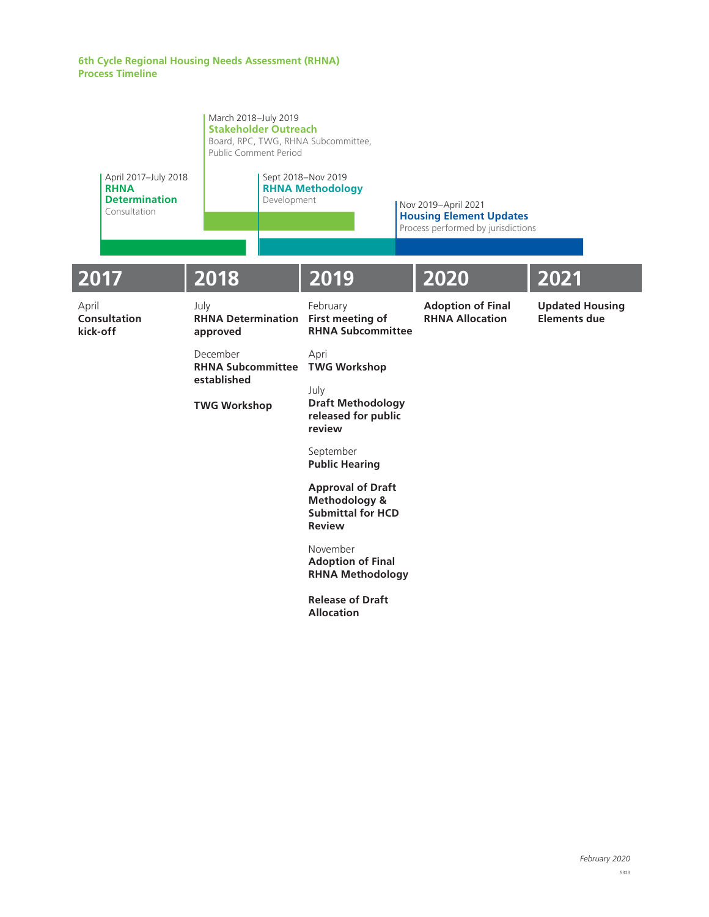**6th Cycle Regional Housing Needs Assessment (RHNA) Process Timeline**

March 2018–July 2019
**Stakeholder Outreach**
Board, RPC, TWG, RHNA Subcommittee, Public Comment Period

April 2017–July 2018
**RHNA Determination**
Consultation

Sept 2018–Nov 2019
**RHNA Methodology**
Development

Nov 2019–April 2021
**Housing Element Updates**
Process performed by jurisdictions

## 2017

April
**Consultation kick-off**

## 2018

July
**RHNA Determination approved**

December
**RHNA Subcommittee established**

**TWG Workshop**

## 2019

February
**First meeting of RHNA Subcommittee**

Apri
**TWG Workshop**

July
**Draft Methodology released for public review**

September
**Public Hearing**

**Approval of Draft Methodology & Submittal for HCD Review**

November
**Adoption of Final RHNA Methodology**

**Release of Draft Allocation**

## 2020

**Adoption of Final RHNA Allocation**

## 2021

**Updated Housing Elements due**

*February 2020*